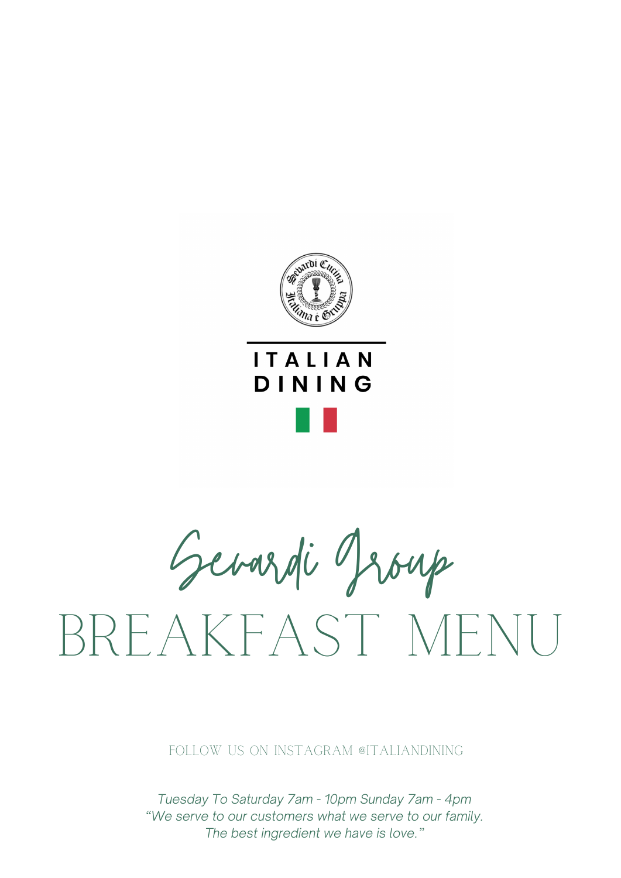ITALIAN DINING

# Sevardi Group

# BREAKFAST MENU

FOLLOW US ON INSTAGRAM @ITALIANDINING

*Tuesday To Saturday 7am - 10pm Sunday 7am - 4pm*
*"We serve to our customers what we serve to our family. The best ingredient we have is love."*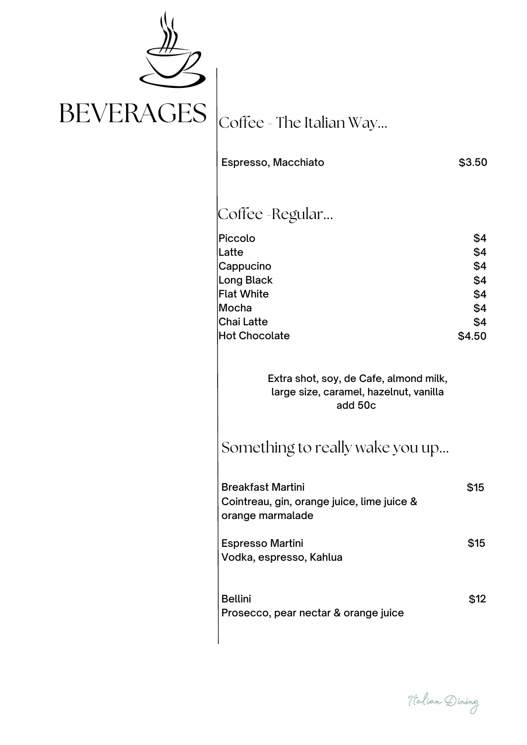# BEVERAGES

## Coffee - The Italian Way...

| Item | Price |
| --- | --- |
| Espresso, Macchiato | $3.50 |

## Coffee -Regular...

| Item | Price |
| --- | --- |
| Piccolo | $4 |
| Latte | $4 |
| Cappucino | $4 |
| Long Black | $4 |
| Flat White | $4 |
| Mocha | $4 |
| Chai Latte | $4 |
| Hot Chocolate | $4.50 |

Extra shot, soy, de Cafe, almond milk, large size, caramel, hazelnut, vanilla add 50c

## Something to really wake you up...

**Breakfast Martini** — $15
Cointreau, gin, orange juice, lime juice & orange marmalade

**Espresso Martini** — $15
Vodka, espresso, Kahlua

**Bellini** — $12
Prosecco, pear nectar & orange juice

*Italian Dining*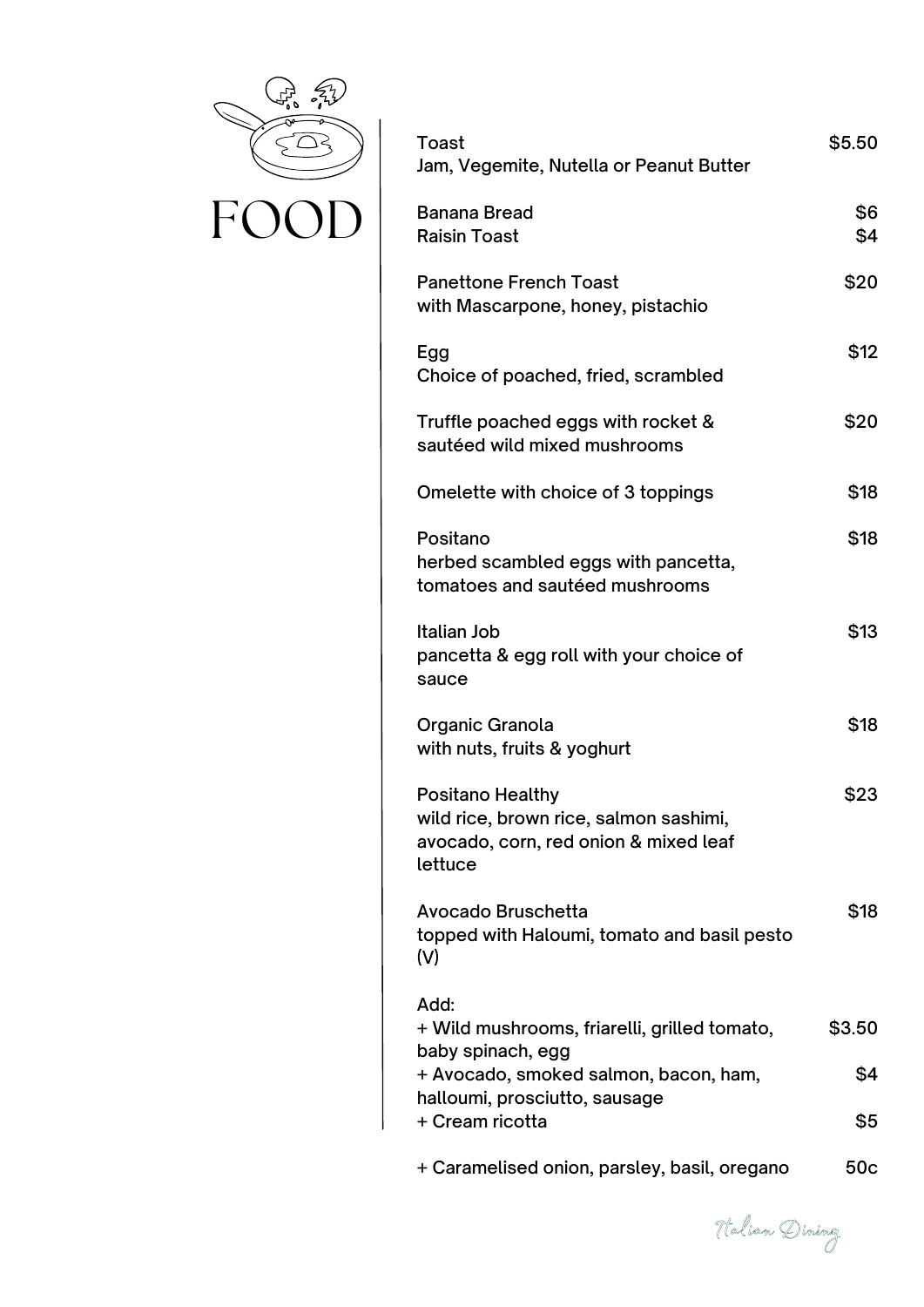# FOOD

**Toast** — $5.50
Jam, Vegemite, Nutella or Peanut Butter

**Banana Bread** — $6
**Raisin Toast** — $4

**Panettone French Toast** — $20
with Mascarpone, honey, pistachio

**Egg** — $12
Choice of poached, fried, scrambled

**Truffle poached eggs with rocket & sautéed wild mixed mushrooms** — $20

**Omelette with choice of 3 toppings** — $18

**Positano** — $18
herbed scambled eggs with pancetta, tomatoes and sautéed mushrooms

**Italian Job** — $13
pancetta & egg roll with your choice of sauce

**Organic Granola** — $18
with nuts, fruits & yoghurt

**Positano Healthy** — $23
wild rice, brown rice, salmon sashimi, avocado, corn, red onion & mixed leaf lettuce

**Avocado Bruschetta** — $18
topped with Haloumi, tomato and basil pesto (V)

Add:
+ Wild mushrooms, friarelli, grilled tomato, baby spinach, egg — $3.50
+ Avocado, smoked salmon, bacon, ham, halloumi, prosciutto, sausage — $4
+ Cream ricotta — $5

+ Caramelised onion, parsley, basil, oregano — 50c

Italian Dining